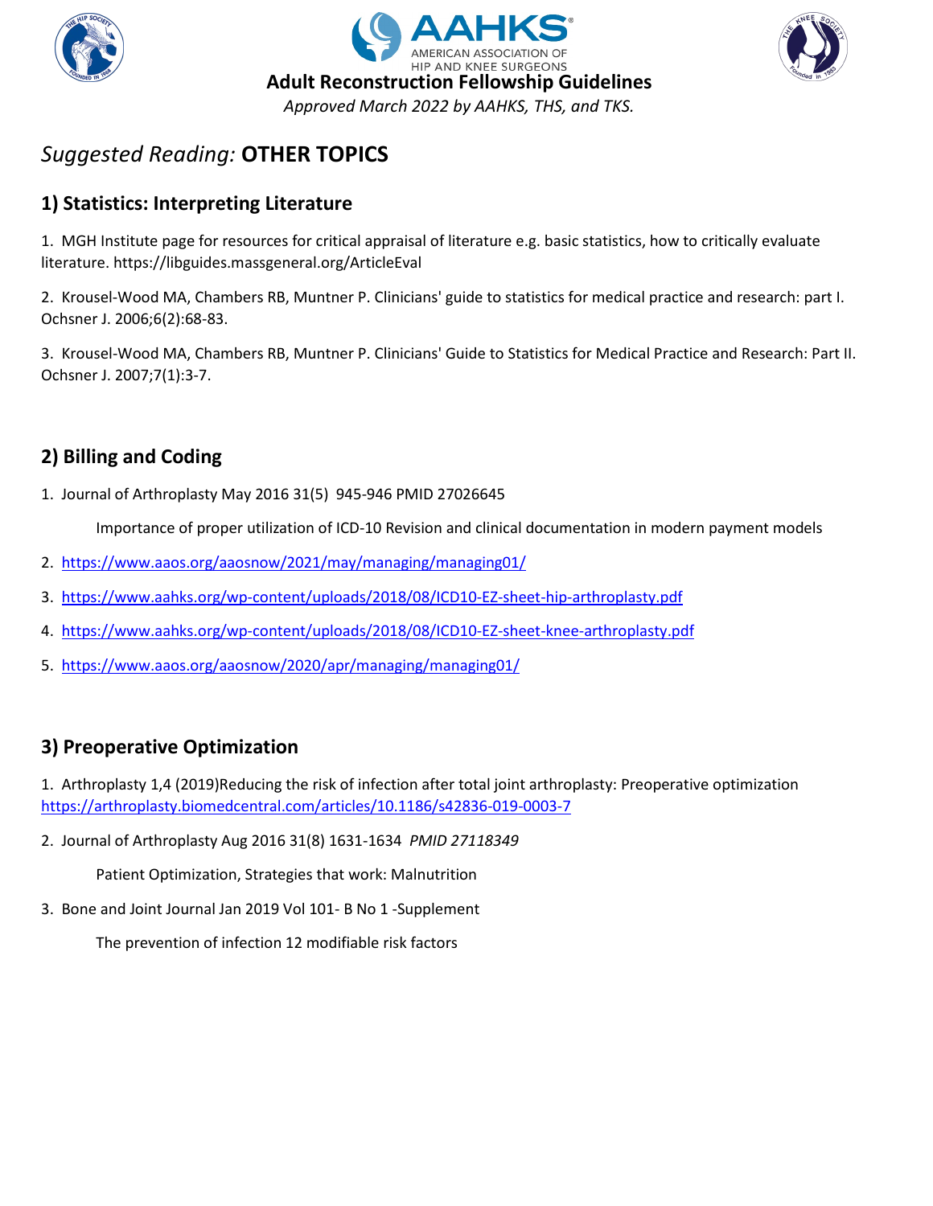# Adult Reconstruction Fellowship Guidelines

*Approved March 2022 by AAHKS, THS, and TKS.*

## *Suggested Reading:* OTHER TOPICS

### 1) Statistics: Interpreting Literature

1. MGH Institute page for resources for critical appraisal of literature e.g. basic statistics, how to critically evaluate literature. https://libguides.massgeneral.org/ArticleEval

2. Krousel-Wood MA, Chambers RB, Muntner P. Clinicians' guide to statistics for medical practice and research: part I. Ochsner J. 2006;6(2):68-83.

3. Krousel-Wood MA, Chambers RB, Muntner P. Clinicians' Guide to Statistics for Medical Practice and Research: Part II. Ochsner J. 2007;7(1):3-7.

### 2) Billing and Coding

1. Journal of Arthroplasty May 2016 31(5) 945-946 PMID 27026645

   Importance of proper utilization of ICD-10 Revision and clinical documentation in modern payment models

2. https://www.aaos.org/aaosnow/2021/may/managing/managing01/

3. https://www.aahks.org/wp-content/uploads/2018/08/ICD10-EZ-sheet-hip-arthroplasty.pdf

4. https://www.aahks.org/wp-content/uploads/2018/08/ICD10-EZ-sheet-knee-arthroplasty.pdf

5. https://www.aaos.org/aaosnow/2020/apr/managing/managing01/

### 3) Preoperative Optimization

1. Arthroplasty 1,4 (2019)Reducing the risk of infection after total joint arthroplasty: Preoperative optimization https://arthroplasty.biomedcentral.com/articles/10.1186/s42836-019-0003-7

2. Journal of Arthroplasty Aug 2016 31(8) 1631-1634 *PMID 27118349*

   Patient Optimization, Strategies that work: Malnutrition

3. Bone and Joint Journal Jan 2019 Vol 101- B No 1 -Supplement

   The prevention of infection 12 modifiable risk factors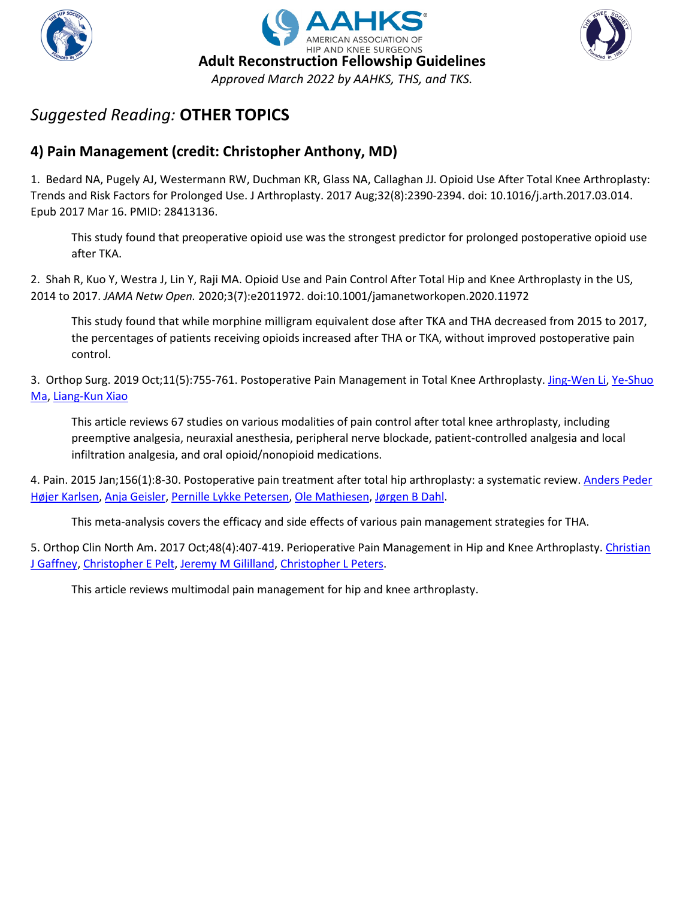# Suggested Reading: **OTHER TOPICS**

## 4) Pain Management (credit: Christopher Anthony, MD)

1. Bedard NA, Pugely AJ, Westermann RW, Duchman KR, Glass NA, Callaghan JJ. Opioid Use After Total Knee Arthroplasty: Trends and Risk Factors for Prolonged Use. J Arthroplasty. 2017 Aug;32(8):2390-2394. doi: 10.1016/j.arth.2017.03.014. Epub 2017 Mar 16. PMID: 28413136.

   This study found that preoperative opioid use was the strongest predictor for prolonged postoperative opioid use after TKA.

2. Shah R, Kuo Y, Westra J, Lin Y, Raji MA. Opioid Use and Pain Control After Total Hip and Knee Arthroplasty in the US, 2014 to 2017. *JAMA Netw Open.* 2020;3(7):e2011972. doi:10.1001/jamanetworkopen.2020.11972

   This study found that while morphine milligram equivalent dose after TKA and THA decreased from 2015 to 2017, the percentages of patients receiving opioids increased after THA or TKA, without improved postoperative pain control.

3. Orthop Surg. 2019 Oct;11(5):755-761. Postoperative Pain Management in Total Knee Arthroplasty. Jing-Wen Li, Ye-Shuo Ma, Liang-Kun Xiao

   This article reviews 67 studies on various modalities of pain control after total knee arthroplasty, including preemptive analgesia, neuraxial anesthesia, peripheral nerve blockade, patient-controlled analgesia and local infiltration analgesia, and oral opioid/nonopioid medications.

4. Pain. 2015 Jan;156(1):8-30. Postoperative pain treatment after total hip arthroplasty: a systematic review. Anders Peder Højer Karlsen, Anja Geisler, Pernille Lykke Petersen, Ole Mathiesen, Jørgen B Dahl.

   This meta-analysis covers the efficacy and side effects of various pain management strategies for THA.

5. Orthop Clin North Am. 2017 Oct;48(4):407-419. Perioperative Pain Management in Hip and Knee Arthroplasty. Christian J Gaffney, Christopher E Pelt, Jeremy M Gililland, Christopher L Peters.

   This article reviews multimodal pain management for hip and knee arthroplasty.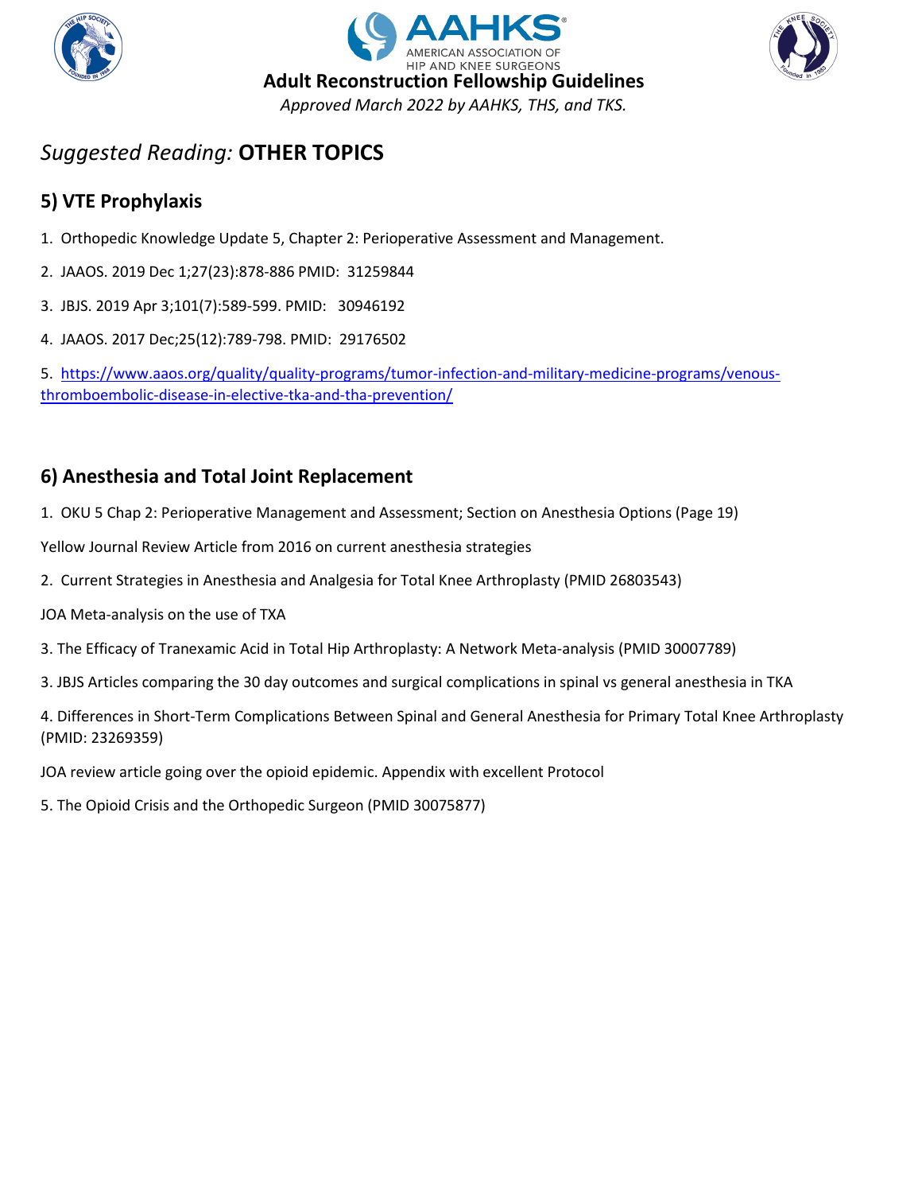# Adult Reconstruction Fellowship Guidelines

*Approved March 2022 by AAHKS, THS, and TKS.*

## *Suggested Reading:* **OTHER TOPICS**

### 5) VTE Prophylaxis

1. Orthopedic Knowledge Update 5, Chapter 2: Perioperative Assessment and Management.
2. JAAOS. 2019 Dec 1;27(23):878-886 PMID: 31259844
3. JBJS. 2019 Apr 3;101(7):589-599. PMID: 30946192
4. JAAOS. 2017 Dec;25(12):789-798. PMID: 29176502
5. [https://www.aaos.org/quality/quality-programs/tumor-infection-and-military-medicine-programs/venous-thromboembolic-disease-in-elective-tka-and-tha-prevention/](https://www.aaos.org/quality/quality-programs/tumor-infection-and-military-medicine-programs/venous-thromboembolic-disease-in-elective-tka-and-tha-prevention/)

### 6) Anesthesia and Total Joint Replacement

1. OKU 5 Chap 2: Perioperative Management and Assessment; Section on Anesthesia Options (Page 19)

Yellow Journal Review Article from 2016 on current anesthesia strategies

2. Current Strategies in Anesthesia and Analgesia for Total Knee Arthroplasty (PMID 26803543)

JOA Meta-analysis on the use of TXA

3. The Efficacy of Tranexamic Acid in Total Hip Arthroplasty: A Network Meta-analysis (PMID 30007789)

3. JBJS Articles comparing the 30 day outcomes and surgical complications in spinal vs general anesthesia in TKA

4. Differences in Short-Term Complications Between Spinal and General Anesthesia for Primary Total Knee Arthroplasty (PMID: 23269359)

JOA review article going over the opioid epidemic. Appendix with excellent Protocol

5. The Opioid Crisis and the Orthopedic Surgeon (PMID 30075877)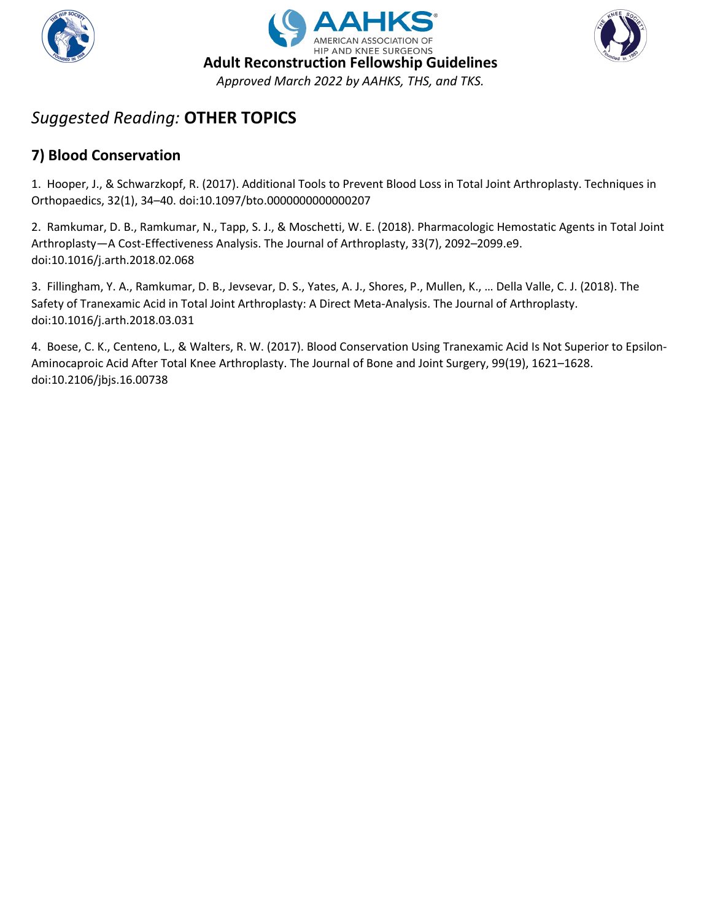# *Suggested Reading:* **OTHER TOPICS**

## 7) Blood Conservation

1. Hooper, J., & Schwarzkopf, R. (2017). Additional Tools to Prevent Blood Loss in Total Joint Arthroplasty. Techniques in Orthopaedics, 32(1), 34–40. doi:10.1097/bto.0000000000000207

2. Ramkumar, D. B., Ramkumar, N., Tapp, S. J., & Moschetti, W. E. (2018). Pharmacologic Hemostatic Agents in Total Joint Arthroplasty—A Cost-Effectiveness Analysis. The Journal of Arthroplasty, 33(7), 2092–2099.e9. doi:10.1016/j.arth.2018.02.068

3. Fillingham, Y. A., Ramkumar, D. B., Jevsevar, D. S., Yates, A. J., Shores, P., Mullen, K., … Della Valle, C. J. (2018). The Safety of Tranexamic Acid in Total Joint Arthroplasty: A Direct Meta-Analysis. The Journal of Arthroplasty. doi:10.1016/j.arth.2018.03.031

4. Boese, C. K., Centeno, L., & Walters, R. W. (2017). Blood Conservation Using Tranexamic Acid Is Not Superior to Epsilon-Aminocaproic Acid After Total Knee Arthroplasty. The Journal of Bone and Joint Surgery, 99(19), 1621–1628. doi:10.2106/jbjs.16.00738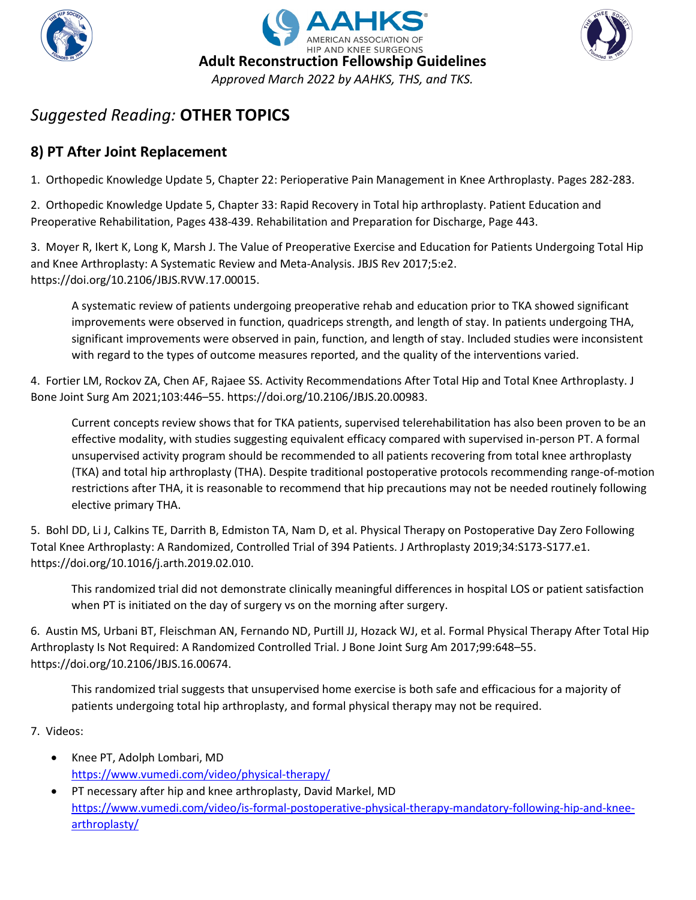# Suggested Reading: **OTHER TOPICS**

## 8) PT After Joint Replacement

1. Orthopedic Knowledge Update 5, Chapter 22: Perioperative Pain Management in Knee Arthroplasty. Pages 282-283.

2. Orthopedic Knowledge Update 5, Chapter 33: Rapid Recovery in Total hip arthroplasty. Patient Education and Preoperative Rehabilitation, Pages 438-439. Rehabilitation and Preparation for Discharge, Page 443.

3. Moyer R, Ikert K, Long K, Marsh J. The Value of Preoperative Exercise and Education for Patients Undergoing Total Hip and Knee Arthroplasty: A Systematic Review and Meta-Analysis. JBJS Rev 2017;5:e2. https://doi.org/10.2106/JBJS.RVW.17.00015.

   A systematic review of patients undergoing preoperative rehab and education prior to TKA showed significant improvements were observed in function, quadriceps strength, and length of stay. In patients undergoing THA, significant improvements were observed in pain, function, and length of stay. Included studies were inconsistent with regard to the types of outcome measures reported, and the quality of the interventions varied.

4. Fortier LM, Rockov ZA, Chen AF, Rajaee SS. Activity Recommendations After Total Hip and Total Knee Arthroplasty. J Bone Joint Surg Am 2021;103:446–55. https://doi.org/10.2106/JBJS.20.00983.

   Current concepts review shows that for TKA patients, supervised telerehabilitation has also been proven to be an effective modality, with studies suggesting equivalent efficacy compared with supervised in-person PT. A formal unsupervised activity program should be recommended to all patients recovering from total knee arthroplasty (TKA) and total hip arthroplasty (THA). Despite traditional postoperative protocols recommending range-of-motion restrictions after THA, it is reasonable to recommend that hip precautions may not be needed routinely following elective primary THA.

5. Bohl DD, Li J, Calkins TE, Darrith B, Edmiston TA, Nam D, et al. Physical Therapy on Postoperative Day Zero Following Total Knee Arthroplasty: A Randomized, Controlled Trial of 394 Patients. J Arthroplasty 2019;34:S173-S177.e1. https://doi.org/10.1016/j.arth.2019.02.010.

   This randomized trial did not demonstrate clinically meaningful differences in hospital LOS or patient satisfaction when PT is initiated on the day of surgery vs on the morning after surgery.

6. Austin MS, Urbani BT, Fleischman AN, Fernando ND, Purtill JJ, Hozack WJ, et al. Formal Physical Therapy After Total Hip Arthroplasty Is Not Required: A Randomized Controlled Trial. J Bone Joint Surg Am 2017;99:648–55. https://doi.org/10.2106/JBJS.16.00674.

   This randomized trial suggests that unsupervised home exercise is both safe and efficacious for a majority of patients undergoing total hip arthroplasty, and formal physical therapy may not be required.

7. Videos:

   - Knee PT, Adolph Lombari, MD
     https://www.vumedi.com/video/physical-therapy/
   - PT necessary after hip and knee arthroplasty, David Markel, MD
     https://www.vumedi.com/video/is-formal-postoperative-physical-therapy-mandatory-following-hip-and-knee-arthroplasty/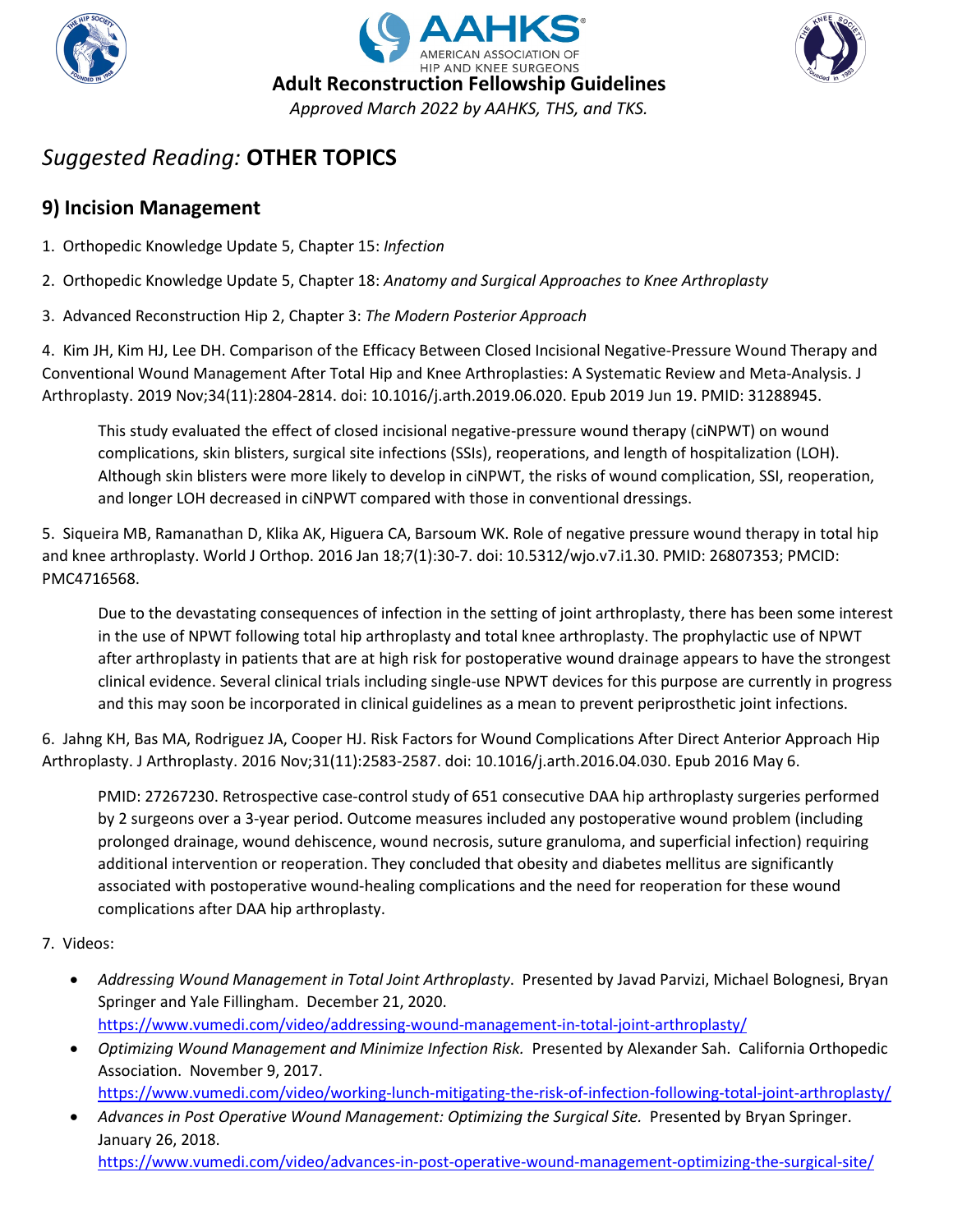# Adult Reconstruction Fellowship Guidelines

*Approved March 2022 by AAHKS, THS, and TKS.*

## *Suggested Reading:* **OTHER TOPICS**

### 9) Incision Management

1. Orthopedic Knowledge Update 5, Chapter 15: *Infection*

2. Orthopedic Knowledge Update 5, Chapter 18: *Anatomy and Surgical Approaches to Knee Arthroplasty*

3. Advanced Reconstruction Hip 2, Chapter 3: *The Modern Posterior Approach*

4. Kim JH, Kim HJ, Lee DH. Comparison of the Efficacy Between Closed Incisional Negative-Pressure Wound Therapy and Conventional Wound Management After Total Hip and Knee Arthroplasties: A Systematic Review and Meta-Analysis. J Arthroplasty. 2019 Nov;34(11):2804-2814. doi: 10.1016/j.arth.2019.06.020. Epub 2019 Jun 19. PMID: 31288945.

   This study evaluated the effect of closed incisional negative-pressure wound therapy (ciNPWT) on wound complications, skin blisters, surgical site infections (SSIs), reoperations, and length of hospitalization (LOH). Although skin blisters were more likely to develop in ciNPWT, the risks of wound complication, SSI, reoperation, and longer LOH decreased in ciNPWT compared with those in conventional dressings.

5. Siqueira MB, Ramanathan D, Klika AK, Higuera CA, Barsoum WK. Role of negative pressure wound therapy in total hip and knee arthroplasty. World J Orthop. 2016 Jan 18;7(1):30-7. doi: 10.5312/wjo.v7.i1.30. PMID: 26807353; PMCID: PMC4716568.

   Due to the devastating consequences of infection in the setting of joint arthroplasty, there has been some interest in the use of NPWT following total hip arthroplasty and total knee arthroplasty. The prophylactic use of NPWT after arthroplasty in patients that are at high risk for postoperative wound drainage appears to have the strongest clinical evidence. Several clinical trials including single-use NPWT devices for this purpose are currently in progress and this may soon be incorporated in clinical guidelines as a mean to prevent periprosthetic joint infections.

6. Jahng KH, Bas MA, Rodriguez JA, Cooper HJ. Risk Factors for Wound Complications After Direct Anterior Approach Hip Arthroplasty. J Arthroplasty. 2016 Nov;31(11):2583-2587. doi: 10.1016/j.arth.2016.04.030. Epub 2016 May 6.

   PMID: 27267230. Retrospective case-control study of 651 consecutive DAA hip arthroplasty surgeries performed by 2 surgeons over a 3-year period. Outcome measures included any postoperative wound problem (including prolonged drainage, wound dehiscence, wound necrosis, suture granuloma, and superficial infection) requiring additional intervention or reoperation. They concluded that obesity and diabetes mellitus are significantly associated with postoperative wound-healing complications and the need for reoperation for these wound complications after DAA hip arthroplasty.

7. Videos:
   - *Addressing Wound Management in Total Joint Arthroplasty*. Presented by Javad Parvizi, Michael Bolognesi, Bryan Springer and Yale Fillingham. December 21, 2020. https://www.vumedi.com/video/addressing-wound-management-in-total-joint-arthroplasty/
   - *Optimizing Wound Management and Minimize Infection Risk.* Presented by Alexander Sah. California Orthopedic Association. November 9, 2017. https://www.vumedi.com/video/working-lunch-mitigating-the-risk-of-infection-following-total-joint-arthroplasty/
   - *Advances in Post Operative Wound Management: Optimizing the Surgical Site.* Presented by Bryan Springer. January 26, 2018. https://www.vumedi.com/video/advances-in-post-operative-wound-management-optimizing-the-surgical-site/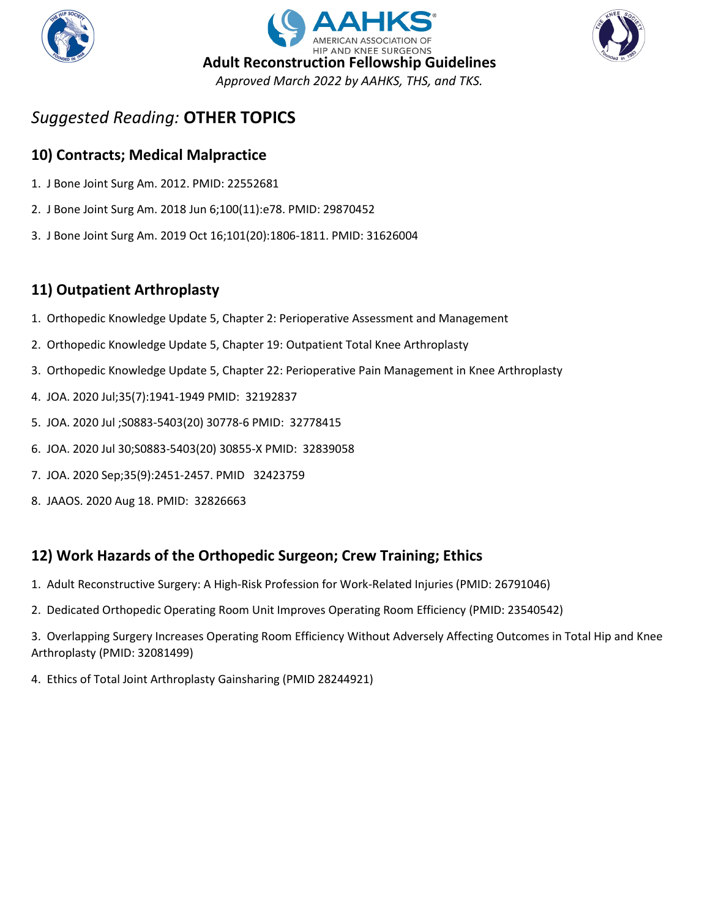# Adult Reconstruction Fellowship Guidelines

*Approved March 2022 by AAHKS, THS, and TKS.*

## *Suggested Reading:* **OTHER TOPICS**

### 10) Contracts; Medical Malpractice

1. J Bone Joint Surg Am. 2012. PMID: 22552681
2. J Bone Joint Surg Am. 2018 Jun 6;100(11):e78. PMID: 29870452
3. J Bone Joint Surg Am. 2019 Oct 16;101(20):1806-1811. PMID: 31626004

### 11) Outpatient Arthroplasty

1. Orthopedic Knowledge Update 5, Chapter 2: Perioperative Assessment and Management
2. Orthopedic Knowledge Update 5, Chapter 19: Outpatient Total Knee Arthroplasty
3. Orthopedic Knowledge Update 5, Chapter 22: Perioperative Pain Management in Knee Arthroplasty
4. JOA. 2020 Jul;35(7):1941-1949 PMID: 32192837
5. JOA. 2020 Jul ;S0883-5403(20) 30778-6 PMID: 32778415
6. JOA. 2020 Jul 30;S0883-5403(20) 30855-X PMID: 32839058
7. JOA. 2020 Sep;35(9):2451-2457. PMID 32423759
8. JAAOS. 2020 Aug 18. PMID: 32826663

### 12) Work Hazards of the Orthopedic Surgeon; Crew Training; Ethics

1. Adult Reconstructive Surgery: A High-Risk Profession for Work-Related Injuries (PMID: 26791046)
2. Dedicated Orthopedic Operating Room Unit Improves Operating Room Efficiency (PMID: 23540542)
3. Overlapping Surgery Increases Operating Room Efficiency Without Adversely Affecting Outcomes in Total Hip and Knee Arthroplasty (PMID: 32081499)
4. Ethics of Total Joint Arthroplasty Gainsharing (PMID 28244921)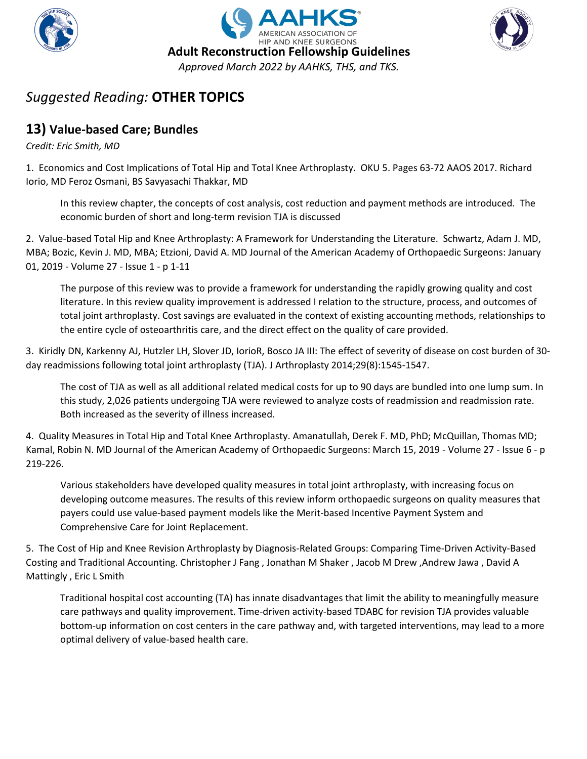# Suggested Reading: **OTHER TOPICS**

## 13) Value-based Care; Bundles

*Credit: Eric Smith, MD*

1. Economics and Cost Implications of Total Hip and Total Knee Arthroplasty. OKU 5. Pages 63-72 AAOS 2017. Richard Iorio, MD Feroz Osmani, BS Savyasachi Thakkar, MD

   In this review chapter, the concepts of cost analysis, cost reduction and payment methods are introduced. The economic burden of short and long-term revision TJA is discussed

2. Value-based Total Hip and Knee Arthroplasty: A Framework for Understanding the Literature. Schwartz, Adam J. MD, MBA; Bozic, Kevin J. MD, MBA; Etzioni, David A. MD Journal of the American Academy of Orthopaedic Surgeons: January 01, 2019 - Volume 27 - Issue 1 - p 1-11

   The purpose of this review was to provide a framework for understanding the rapidly growing quality and cost literature. In this review quality improvement is addressed I relation to the structure, process, and outcomes of total joint arthroplasty. Cost savings are evaluated in the context of existing accounting methods, relationships to the entire cycle of osteoarthritis care, and the direct effect on the quality of care provided.

3. Kiridly DN, Karkenny AJ, Hutzler LH, Slover JD, IorioR, Bosco JA III: The effect of severity of disease on cost burden of 30-day readmissions following total joint arthroplasty (TJA). J Arthroplasty 2014;29(8):1545-1547.

   The cost of TJA as well as all additional related medical costs for up to 90 days are bundled into one lump sum. In this study, 2,026 patients undergoing TJA were reviewed to analyze costs of readmission and readmission rate. Both increased as the severity of illness increased.

4. Quality Measures in Total Hip and Total Knee Arthroplasty. Amanatullah, Derek F. MD, PhD; McQuillan, Thomas MD; Kamal, Robin N. MD Journal of the American Academy of Orthopaedic Surgeons: March 15, 2019 - Volume 27 - Issue 6 - p 219-226.

   Various stakeholders have developed quality measures in total joint arthroplasty, with increasing focus on developing outcome measures. The results of this review inform orthopaedic surgeons on quality measures that payers could use value-based payment models like the Merit-based Incentive Payment System and Comprehensive Care for Joint Replacement.

5. The Cost of Hip and Knee Revision Arthroplasty by Diagnosis-Related Groups: Comparing Time-Driven Activity-Based Costing and Traditional Accounting. Christopher J Fang , Jonathan M Shaker , Jacob M Drew ,Andrew Jawa , David A Mattingly , Eric L Smith

   Traditional hospital cost accounting (TA) has innate disadvantages that limit the ability to meaningfully measure care pathways and quality improvement. Time-driven activity-based TDABC for revision TJA provides valuable bottom-up information on cost centers in the care pathway and, with targeted interventions, may lead to a more optimal delivery of value-based health care.